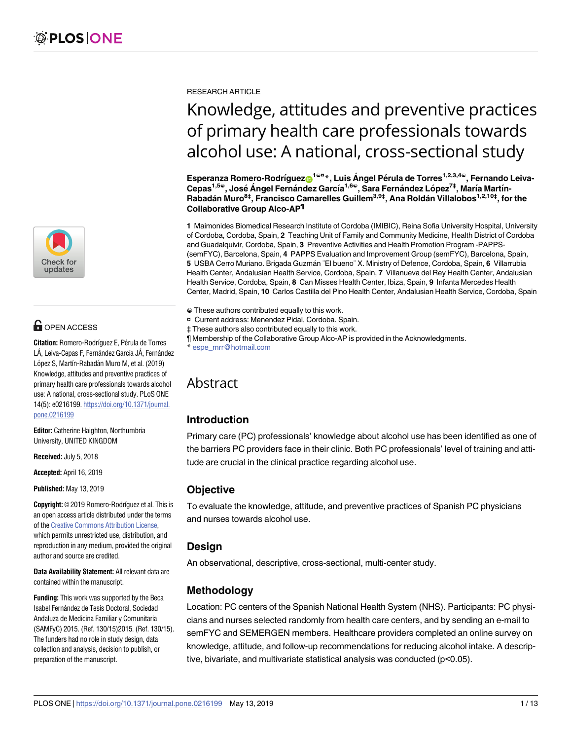RESEARCH ARTICLE

# Knowledge, attitudes and preventive practices of primary health care professionals towards alcohol use: A national, cross-sectional study

**Esperanza Romero-Rodríguez[1☯¤*], Luis Ángel Pérula de Torres[1,2,3,4☯], Fernando Leiva-Cepas[1,5☯], José Ángel Fernández García[1,6☯], Sara Fernández López[7‡], María Martín-Rabadán Muro[8‡], Francisco Camarelles Guillem[3,9‡], Ana Roldán Villalobos[1,2,10‡], for the Collaborative Group Alco-AP[¶]**

**1** Maimonides Biomedical Research Institute of Cordoba (IMIBIC), Reina Sofia University Hospital, University of Cordoba, Cordoba, Spain, **2** Teaching Unit of Family and Community Medicine, Health District of Cordoba and Guadalquivir, Cordoba, Spain, **3** Preventive Activities and Health Promotion Program -PAPPS-(semFYC), Barcelona, Spain, **4** PAPPS Evaluation and Improvement Group (semFYC), Barcelona, Spain, **5** USBA Cerro Muriano. Brigada Guzmán ¨El bueno¨ X. Ministry of Defence, Cordoba, Spain, **6** Villarrubia Health Center, Andalusian Health Service, Cordoba, Spain, **7** Villanueva del Rey Health Center, Andalusian Health Service, Cordoba, Spain, **8** Can Misses Health Center, Ibiza, Spain, **9** Infanta Mercedes Health Center, Madrid, Spain, **10** Carlos Castilla del Pino Health Center, Andalusian Health Service, Cordoba, Spain

☯ These authors contributed equally to this work.

¤ Current address: Menendez Pidal, Cordoba. Spain.

‡ These authors also contributed equally to this work.

¶ Membership of the Collaborative Group Alco-AP is provided in the Acknowledgments.

\* espe_mrr@hotmail.com

OPEN ACCESS

**Citation:** Romero-Rodríguez E, Pérula de Torres LÁ, Leiva-Cepas F, Fernández García JÁ, Fernández López S, Martín-Rabadán Muro M, et al. (2019) Knowledge, attitudes and preventive practices of primary health care professionals towards alcohol use: A national, cross-sectional study. PLoS ONE 14(5): e0216199. https://doi.org/10.1371/journal.pone.0216199

**Editor:** Catherine Haighton, Northumbria University, UNITED KINGDOM

**Received:** July 5, 2018

**Accepted:** April 16, 2019

**Published:** May 13, 2019

**Copyright:** © 2019 Romero-Rodríguez et al. This is an open access article distributed under the terms of the Creative Commons Attribution License, which permits unrestricted use, distribution, and reproduction in any medium, provided the original author and source are credited.

**Data Availability Statement:** All relevant data are contained within the manuscript.

**Funding:** This work was supported by the Beca Isabel Fernández de Tesis Doctoral, Sociedad Andaluza de Medicina Familiar y Comunitaria (SAMFyC) 2015. (Ref. 130/15)2015. (Ref. 130/15). The funders had no role in study design, data collection and analysis, decision to publish, or preparation of the manuscript.

## Abstract

### Introduction

Primary care (PC) professionals' knowledge about alcohol use has been identified as one of the barriers PC providers face in their clinic. Both PC professionals' level of training and attitude are crucial in the clinical practice regarding alcohol use.

### Objective

To evaluate the knowledge, attitude, and preventive practices of Spanish PC physicians and nurses towards alcohol use.

### Design

An observational, descriptive, cross-sectional, multi-center study.

### Methodology

Location: PC centers of the Spanish National Health System (NHS). Participants: PC physicians and nurses selected randomly from health care centers, and by sending an e-mail to semFYC and SEMERGEN members. Healthcare providers completed an online survey on knowledge, attitude, and follow-up recommendations for reducing alcohol intake. A descriptive, bivariate, and multivariate statistical analysis was conducted ($p<0.05$).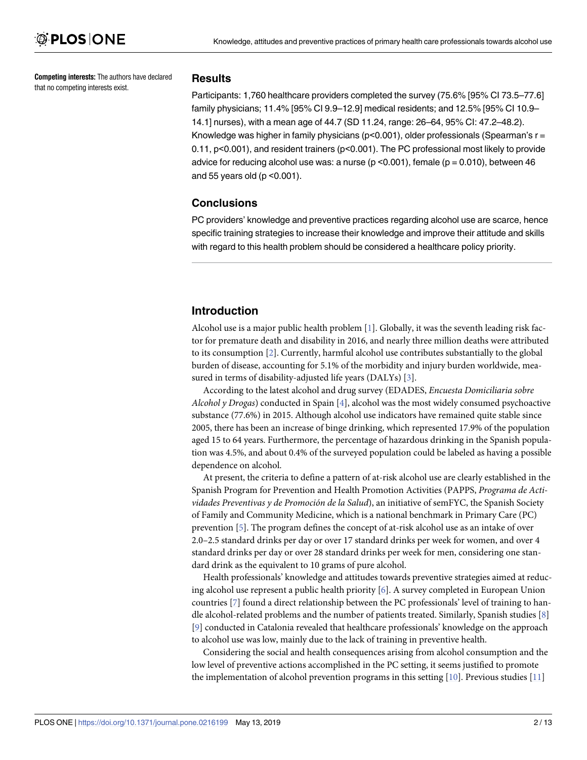**Competing interests:** The authors have declared that no competing interests exist.

## Results

Participants: 1,760 healthcare providers completed the survey (75.6% [95% CI 73.5–77.6] family physicians; 11.4% [95% CI 9.9–12.9] medical residents; and 12.5% [95% CI 10.9–14.1] nurses), with a mean age of 44.7 (SD 11.24, range: 26–64, 95% CI: 47.2–48.2). Knowledge was higher in family physicians ($p<0.001$), older professionals (Spearman's $r = 0.11$, $p<0.001$), and resident trainers ($p<0.001$). The PC professional most likely to provide advice for reducing alcohol use was: a nurse ($p<0.001$), female ($p = 0.010$), between 46 and 55 years old ($p<0.001$).

## Conclusions

PC providers' knowledge and preventive practices regarding alcohol use are scarce, hence specific training strategies to increase their knowledge and improve their attitude and skills with regard to this health problem should be considered a healthcare policy priority.

## Introduction

Alcohol use is a major public health problem [1]. Globally, it was the seventh leading risk factor for premature death and disability in 2016, and nearly three million deaths were attributed to its consumption [2]. Currently, harmful alcohol use contributes substantially to the global burden of disease, accounting for 5.1% of the morbidity and injury burden worldwide, measured in terms of disability-adjusted life years (DALYs) [3].

According to the latest alcohol and drug survey (EDADES, *Encuesta Domiciliaria sobre Alcohol y Drogas*) conducted in Spain [4], alcohol was the most widely consumed psychoactive substance (77.6%) in 2015. Although alcohol use indicators have remained quite stable since 2005, there has been an increase of binge drinking, which represented 17.9% of the population aged 15 to 64 years. Furthermore, the percentage of hazardous drinking in the Spanish population was 4.5%, and about 0.4% of the surveyed population could be labeled as having a possible dependence on alcohol.

At present, the criteria to define a pattern of at-risk alcohol use are clearly established in the Spanish Program for Prevention and Health Promotion Activities (PAPPS, *Programa de Actividades Preventivas y de Promoción de la Salud*), an initiative of semFYC, the Spanish Society of Family and Community Medicine, which is a national benchmark in Primary Care (PC) prevention [5]. The program defines the concept of at-risk alcohol use as an intake of over 2.0–2.5 standard drinks per day or over 17 standard drinks per week for women, and over 4 standard drinks per day or over 28 standard drinks per week for men, considering one standard drink as the equivalent to 10 grams of pure alcohol.

Health professionals' knowledge and attitudes towards preventive strategies aimed at reducing alcohol use represent a public health priority [6]. A survey completed in European Union countries [7] found a direct relationship between the PC professionals' level of training to handle alcohol-related problems and the number of patients treated. Similarly, Spanish studies [8] [9] conducted in Catalonia revealed that healthcare professionals' knowledge on the approach to alcohol use was low, mainly due to the lack of training in preventive health.

Considering the social and health consequences arising from alcohol consumption and the low level of preventive actions accomplished in the PC setting, it seems justified to promote the implementation of alcohol prevention programs in this setting [10]. Previous studies [11]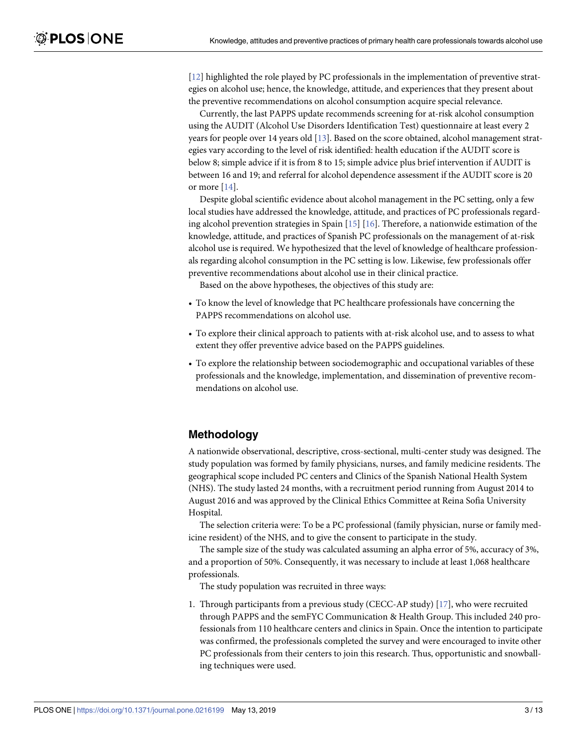[12] highlighted the role played by PC professionals in the implementation of preventive strategies on alcohol use; hence, the knowledge, attitude, and experiences that they present about the preventive recommendations on alcohol consumption acquire special relevance.

Currently, the last PAPPS update recommends screening for at-risk alcohol consumption using the AUDIT (Alcohol Use Disorders Identification Test) questionnaire at least every 2 years for people over 14 years old [13]. Based on the score obtained, alcohol management strategies vary according to the level of risk identified: health education if the AUDIT score is below 8; simple advice if it is from 8 to 15; simple advice plus brief intervention if AUDIT is between 16 and 19; and referral for alcohol dependence assessment if the AUDIT score is 20 or more [14].

Despite global scientific evidence about alcohol management in the PC setting, only a few local studies have addressed the knowledge, attitude, and practices of PC professionals regarding alcohol prevention strategies in Spain [15] [16]. Therefore, a nationwide estimation of the knowledge, attitude, and practices of Spanish PC professionals on the management of at-risk alcohol use is required. We hypothesized that the level of knowledge of healthcare professionals regarding alcohol consumption in the PC setting is low. Likewise, few professionals offer preventive recommendations about alcohol use in their clinical practice.

Based on the above hypotheses, the objectives of this study are:

- To know the level of knowledge that PC healthcare professionals have concerning the PAPPS recommendations on alcohol use.
- To explore their clinical approach to patients with at-risk alcohol use, and to assess to what extent they offer preventive advice based on the PAPPS guidelines.
- To explore the relationship between sociodemographic and occupational variables of these professionals and the knowledge, implementation, and dissemination of preventive recommendations on alcohol use.

## Methodology

A nationwide observational, descriptive, cross-sectional, multi-center study was designed. The study population was formed by family physicians, nurses, and family medicine residents. The geographical scope included PC centers and Clinics of the Spanish National Health System (NHS). The study lasted 24 months, with a recruitment period running from August 2014 to August 2016 and was approved by the Clinical Ethics Committee at Reina Sofia University Hospital.

The selection criteria were: To be a PC professional (family physician, nurse or family medicine resident) of the NHS, and to give the consent to participate in the study.

The sample size of the study was calculated assuming an alpha error of 5%, accuracy of 3%, and a proportion of 50%. Consequently, it was necessary to include at least 1,068 healthcare professionals.

The study population was recruited in three ways:

1. Through participants from a previous study (CECC-AP study) [17], who were recruited through PAPPS and the semFYC Communication & Health Group. This included 240 professionals from 110 healthcare centers and clinics in Spain. Once the intention to participate was confirmed, the professionals completed the survey and were encouraged to invite other PC professionals from their centers to join this research. Thus, opportunistic and snowballing techniques were used.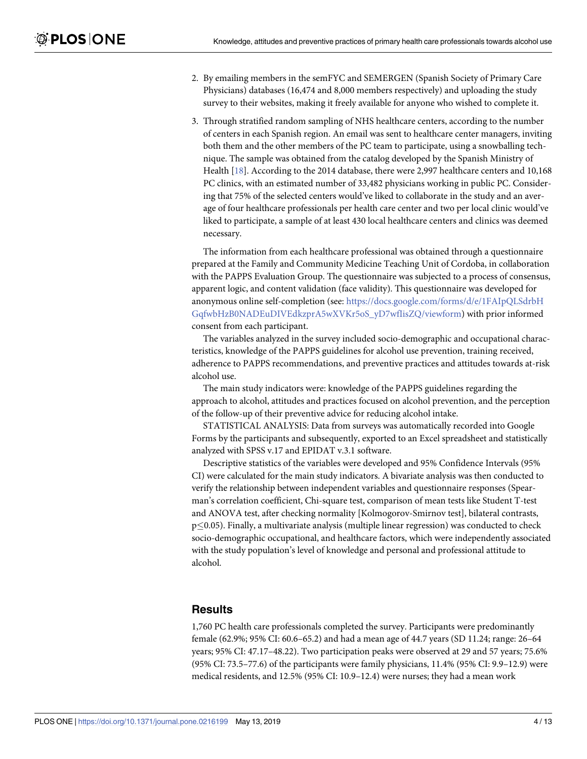2. By emailing members in the semFYC and SEMERGEN (Spanish Society of Primary Care Physicians) databases (16,474 and 8,000 members respectively) and uploading the study survey to their websites, making it freely available for anyone who wished to complete it.

3. Through stratified random sampling of NHS healthcare centers, according to the number of centers in each Spanish region. An email was sent to healthcare center managers, inviting both them and the other members of the PC team to participate, using a snowballing technique. The sample was obtained from the catalog developed by the Spanish Ministry of Health [18]. According to the 2014 database, there were 2,997 healthcare centers and 10,168 PC clinics, with an estimated number of 33,482 physicians working in public PC. Considering that 75% of the selected centers would've liked to collaborate in the study and an average of four healthcare professionals per health care center and two per local clinic would've liked to participate, a sample of at least 430 local healthcare centers and clinics was deemed necessary.

The information from each healthcare professional was obtained through a questionnaire prepared at the Family and Community Medicine Teaching Unit of Cordoba, in collaboration with the PAPPS Evaluation Group. The questionnaire was subjected to a process of consensus, apparent logic, and content validation (face validity). This questionnaire was developed for anonymous online self-completion (see: https://docs.google.com/forms/d/e/1FAIpQLSdrbHGqfwbHzB0NADEuDIVEdkzprA5wXVKr5oS_yD7wfIisZQ/viewform) with prior informed consent from each participant.

The variables analyzed in the survey included socio-demographic and occupational characteristics, knowledge of the PAPPS guidelines for alcohol use prevention, training received, adherence to PAPPS recommendations, and preventive practices and attitudes towards at-risk alcohol use.

The main study indicators were: knowledge of the PAPPS guidelines regarding the approach to alcohol, attitudes and practices focused on alcohol prevention, and the perception of the follow-up of their preventive advice for reducing alcohol intake.

STATISTICAL ANALYSIS: Data from surveys was automatically recorded into Google Forms by the participants and subsequently, exported to an Excel spreadsheet and statistically analyzed with SPSS v.17 and EPIDAT v.3.1 software.

Descriptive statistics of the variables were developed and 95% Confidence Intervals (95% CI) were calculated for the main study indicators. A bivariate analysis was then conducted to verify the relationship between independent variables and questionnaire responses (Spearman's correlation coefficient, Chi-square test, comparison of mean tests like Student T-test and ANOVA test, after checking normality [Kolmogorov-Smirnov test], bilateral contrasts, $p \leq 0.05$). Finally, a multivariate analysis (multiple linear regression) was conducted to check socio-demographic occupational, and healthcare factors, which were independently associated with the study population's level of knowledge and personal and professional attitude to alcohol.

## Results

1,760 PC health care professionals completed the survey. Participants were predominantly female (62.9%; 95% CI: 60.6–65.2) and had a mean age of 44.7 years (SD 11.24; range: 26–64 years; 95% CI: 47.17–48.22). Two participation peaks were observed at 29 and 57 years; 75.6% (95% CI: 73.5–77.6) of the participants were family physicians, 11.4% (95% CI: 9.9–12.9) were medical residents, and 12.5% (95% CI: 10.9–12.4) were nurses; they had a mean work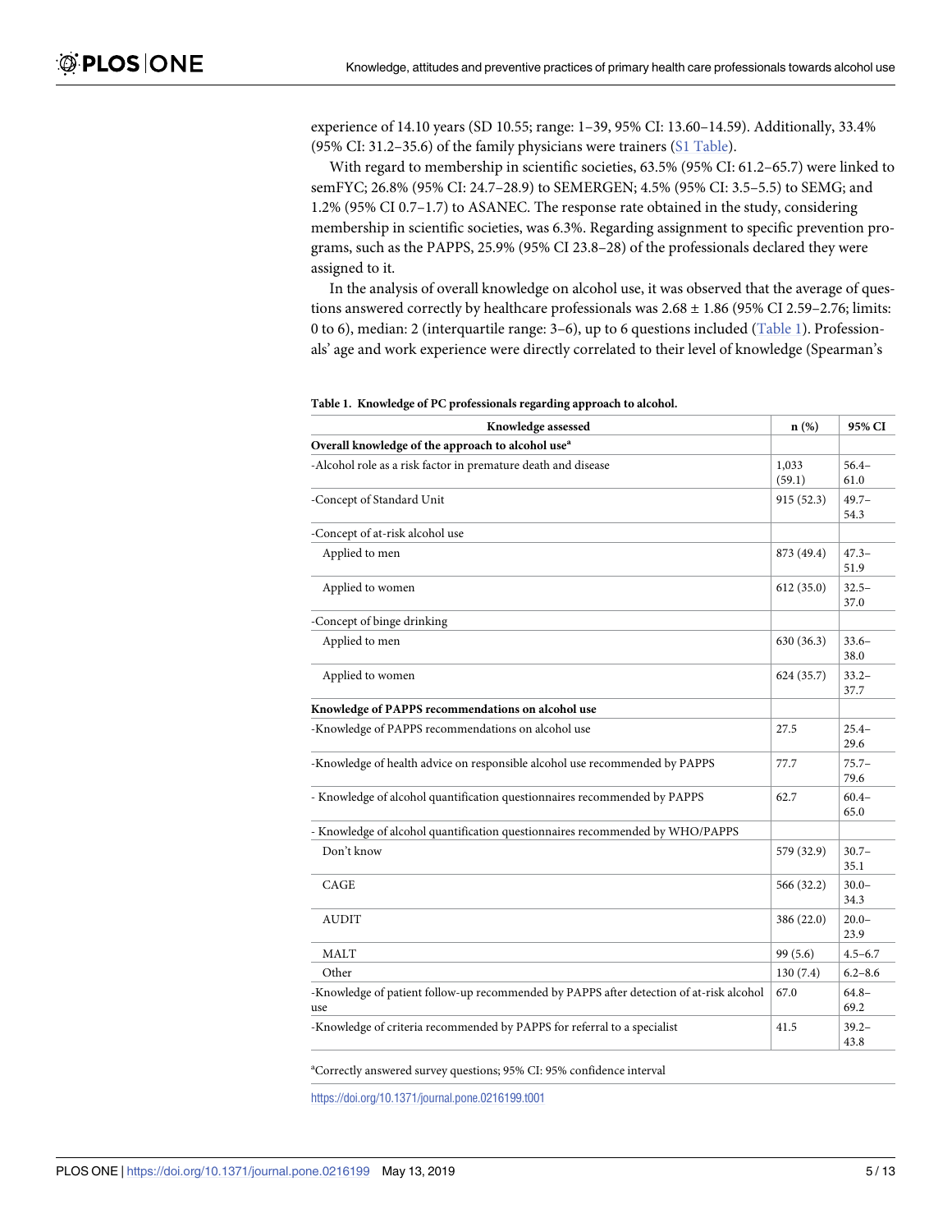experience of 14.10 years (SD 10.55; range: 1–39, 95% CI: 13.60–14.59). Additionally, 33.4% (95% CI: 31.2–35.6) of the family physicians were trainers (S1 Table).

With regard to membership in scientific societies, 63.5% (95% CI: 61.2–65.7) were linked to semFYC; 26.8% (95% CI: 24.7–28.9) to SEMERGEN; 4.5% (95% CI: 3.5–5.5) to SEMG; and 1.2% (95% CI 0.7–1.7) to ASANEC. The response rate obtained in the study, considering membership in scientific societies, was 6.3%. Regarding assignment to specific prevention programs, such as the PAPPS, 25.9% (95% CI 23.8–28) of the professionals declared they were assigned to it.

In the analysis of overall knowledge on alcohol use, it was observed that the average of questions answered correctly by healthcare professionals was 2.68 ± 1.86 (95% CI 2.59–2.76; limits: 0 to 6), median: 2 (interquartile range: 3–6), up to 6 questions included (Table 1). Professionals' age and work experience were directly correlated to their level of knowledge (Spearman's

**Table 1. Knowledge of PC professionals regarding approach to alcohol.**

| Knowledge assessed | n (%) | 95% CI |
|---|---|---|
| **Overall knowledge of the approach to alcohol use[a]** | | |
| -Alcohol role as a risk factor in premature death and disease | 1,033 (59.1) | 56.4–61.0 |
| -Concept of Standard Unit | 915 (52.3) | 49.7–54.3 |
| -Concept of at-risk alcohol use | | |
| Applied to men | 873 (49.4) | 47.3–51.9 |
| Applied to women | 612 (35.0) | 32.5–37.0 |
| -Concept of binge drinking | | |
| Applied to men | 630 (36.3) | 33.6–38.0 |
| Applied to women | 624 (35.7) | 33.2–37.7 |
| **Knowledge of PAPPS recommendations on alcohol use** | | |
| -Knowledge of PAPPS recommendations on alcohol use | 27.5 | 25.4–29.6 |
| -Knowledge of health advice on responsible alcohol use recommended by PAPPS | 77.7 | 75.7–79.6 |
| - Knowledge of alcohol quantification questionnaires recommended by PAPPS | 62.7 | 60.4–65.0 |
| - Knowledge of alcohol quantification questionnaires recommended by WHO/PAPPS | | |
| Don't know | 579 (32.9) | 30.7–35.1 |
| CAGE | 566 (32.2) | 30.0–34.3 |
| AUDIT | 386 (22.0) | 20.0–23.9 |
| MALT | 99 (5.6) | 4.5–6.7 |
| Other | 130 (7.4) | 6.2–8.6 |
| -Knowledge of patient follow-up recommended by PAPPS after detection of at-risk alcohol use | 67.0 | 64.8–69.2 |
| -Knowledge of criteria recommended by PAPPS for referral to a specialist | 41.5 | 39.2–43.8 |

[a]Correctly answered survey questions; 95% CI: 95% confidence interval

https://doi.org/10.1371/journal.pone.0216199.t001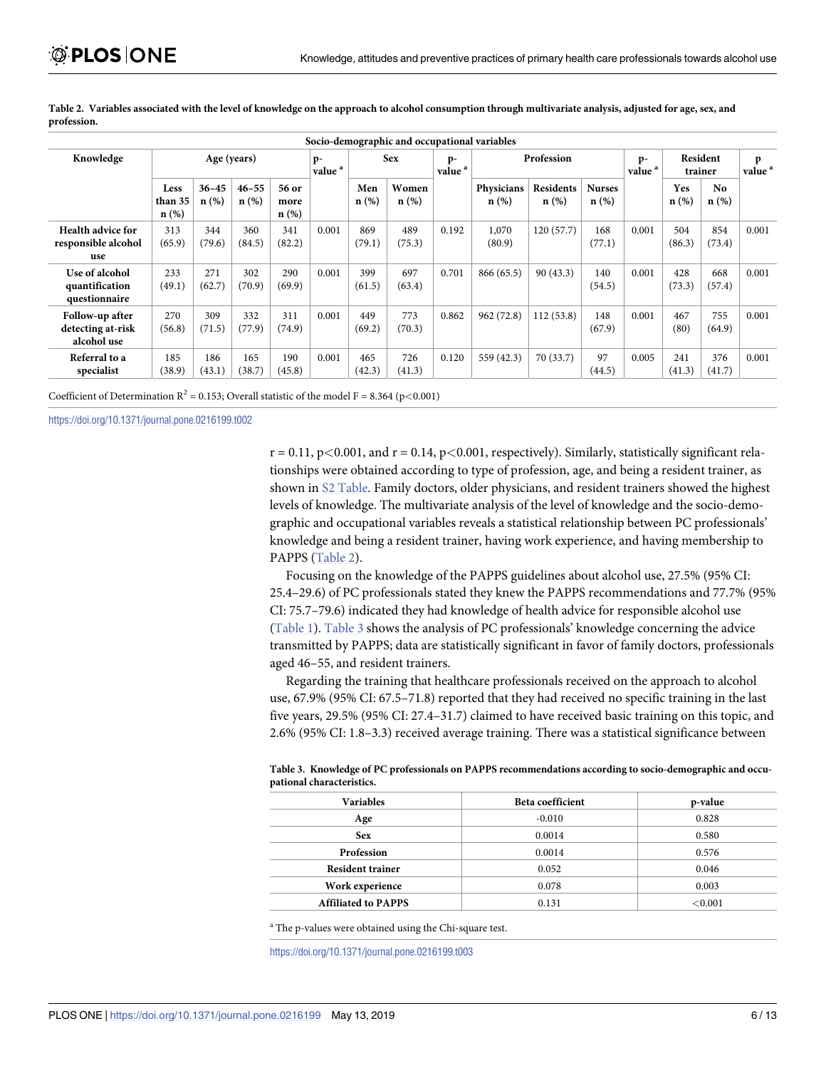**Table 2. Variables associated with the level of knowledge on the approach to alcohol consumption through multivariate analysis, adjusted for age, sex, and profession.**

| Socio-demographic and occupational variables | | | | | | | | | | | | | | | |
|---|---|---|---|---|---|---|---|---|---|---|---|---|---|---|---|
| Knowledge | Age (years) | | | | p-value [a] | Sex | | p-value [a] | Profession | | | p-value [a] | Resident trainer | | p value [a] |
| | Less than 35 n (%) | 36–45 n (%) | 46–55 n (%) | 56 or more n (%) | | Men n (%) | Women n (%) | | Physicians n (%) | Residents n (%) | Nurses n (%) | | Yes n (%) | No n (%) | |
| Health advice for responsible alcohol use | 313 (65.9) | 344 (79.6) | 360 (84.5) | 341 (82.2) | 0.001 | 869 (79.1) | 489 (75.3) | 0.192 | 1,070 (80.9) | 120 (57.7) | 168 (77.1) | 0.001 | 504 (86.3) | 854 (73.4) | 0.001 |
| Use of alcohol quantification questionnaire | 233 (49.1) | 271 (62.7) | 302 (70.9) | 290 (69.9) | 0.001 | 399 (61.5) | 697 (63.4) | 0.701 | 866 (65.5) | 90 (43.3) | 140 (54.5) | 0.001 | 428 (73.3) | 668 (57.4) | 0.001 |
| Follow-up after detecting at-risk alcohol use | 270 (56.8) | 309 (71.5) | 332 (77.9) | 311 (74.9) | 0.001 | 449 (69.2) | 773 (70.3) | 0.862 | 962 (72.8) | 112 (53.8) | 148 (67.9) | 0.001 | 467 (80) | 755 (64.9) | 0.001 |
| Referral to a specialist | 185 (38.9) | 186 (43.1) | 165 (38.7) | 190 (45.8) | 0.001 | 465 (42.3) | 726 (41.3) | 0.120 | 559 (42.3) | 70 (33.7) | 97 (44.5) | 0.005 | 241 (41.3) | 376 (41.7) | 0.001 |

Coefficient of Determination $R^2 = 0.153$; Overall statistic of the model F = 8.364 ($p<0.001$)

https://doi.org/10.1371/journal.pone.0216199.t002

r = 0.11, $p<0.001$, and r = 0.14, $p<0.001$, respectively). Similarly, statistically significant relationships were obtained according to type of profession, age, and being a resident trainer, as shown in S2 Table. Family doctors, older physicians, and resident trainers showed the highest levels of knowledge. The multivariate analysis of the level of knowledge and the socio-demographic and occupational variables reveals a statistical relationship between PC professionals' knowledge and being a resident trainer, having work experience, and having membership to PAPPS (Table 2).

Focusing on the knowledge of the PAPPS guidelines about alcohol use, 27.5% (95% CI: 25.4–29.6) of PC professionals stated they knew the PAPPS recommendations and 77.7% (95% CI: 75.7–79.6) indicated they had knowledge of health advice for responsible alcohol use (Table 1). Table 3 shows the analysis of PC professionals' knowledge concerning the advice transmitted by PAPPS; data are statistically significant in favor of family doctors, professionals aged 46–55, and resident trainers.

Regarding the training that healthcare professionals received on the approach to alcohol use, 67.9% (95% CI: 67.5–71.8) reported that they had received no specific training in the last five years, 29.5% (95% CI: 27.4–31.7) claimed to have received basic training on this topic, and 2.6% (95% CI: 1.8–3.3) received average training. There was a statistical significance between

**Table 3. Knowledge of PC professionals on PAPPS recommendations according to socio-demographic and occupational characteristics.**

| Variables | Beta coefficient | p-value |
|---|---|---|
| Age | -0.010 | 0.828 |
| Sex | 0.0014 | 0.580 |
| Profession | 0.0014 | 0.576 |
| Resident trainer | 0.052 | 0.046 |
| Work experience | 0.078 | 0.003 |
| Affiliated to PAPPS | 0.131 | <0.001 |

[a] The p-values were obtained using the Chi-square test.

https://doi.org/10.1371/journal.pone.0216199.t003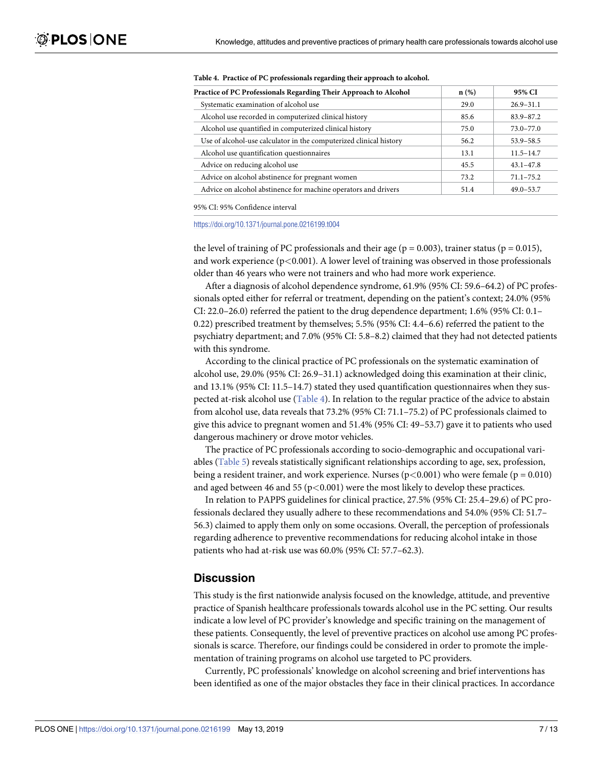**Table 4. Practice of PC professionals regarding their approach to alcohol.**

| Practice of PC Professionals Regarding Their Approach to Alcohol | n (%) | 95% CI |
|---|---|---|
| Systematic examination of alcohol use | 29.0 | 26.9–31.1 |
| Alcohol use recorded in computerized clinical history | 85.6 | 83.9–87.2 |
| Alcohol use quantified in computerized clinical history | 75.0 | 73.0–77.0 |
| Use of alcohol-use calculator in the computerized clinical history | 56.2 | 53.9–58.5 |
| Alcohol use quantification questionnaires | 13.1 | 11.5–14.7 |
| Advice on reducing alcohol use | 45.5 | 43.1–47.8 |
| Advice on alcohol abstinence for pregnant women | 73.2 | 71.1–75.2 |
| Advice on alcohol abstinence for machine operators and drivers | 51.4 | 49.0–53.7 |

95% CI: 95% Confidence interval

https://doi.org/10.1371/journal.pone.0216199.t004

the level of training of PC professionals and their age ($p = 0.003$), trainer status ($p = 0.015$), and work experience ($p<0.001$). A lower level of training was observed in those professionals older than 46 years who were not trainers and who had more work experience.

After a diagnosis of alcohol dependence syndrome, 61.9% (95% CI: 59.6–64.2) of PC professionals opted either for referral or treatment, depending on the patient's context; 24.0% (95% CI: 22.0–26.0) referred the patient to the drug dependence department; 1.6% (95% CI: 0.1–0.22) prescribed treatment by themselves; 5.5% (95% CI: 4.4–6.6) referred the patient to the psychiatry department; and 7.0% (95% CI: 5.8–8.2) claimed that they had not detected patients with this syndrome.

According to the clinical practice of PC professionals on the systematic examination of alcohol use, 29.0% (95% CI: 26.9–31.1) acknowledged doing this examination at their clinic, and 13.1% (95% CI: 11.5–14.7) stated they used quantification questionnaires when they suspected at-risk alcohol use (Table 4). In relation to the regular practice of the advice to abstain from alcohol use, data reveals that 73.2% (95% CI: 71.1–75.2) of PC professionals claimed to give this advice to pregnant women and 51.4% (95% CI: 49–53.7) gave it to patients who used dangerous machinery or drove motor vehicles.

The practice of PC professionals according to socio-demographic and occupational variables (Table 5) reveals statistically significant relationships according to age, sex, profession, being a resident trainer, and work experience. Nurses ($p<0.001$) who were female ($p = 0.010$) and aged between 46 and 55 ($p<0.001$) were the most likely to develop these practices.

In relation to PAPPS guidelines for clinical practice, 27.5% (95% CI: 25.4–29.6) of PC professionals declared they usually adhere to these recommendations and 54.0% (95% CI: 51.7–56.3) claimed to apply them only on some occasions. Overall, the perception of professionals regarding adherence to preventive recommendations for reducing alcohol intake in those patients who had at-risk use was 60.0% (95% CI: 57.7–62.3).

## Discussion

This study is the first nationwide analysis focused on the knowledge, attitude, and preventive practice of Spanish healthcare professionals towards alcohol use in the PC setting. Our results indicate a low level of PC provider's knowledge and specific training on the management of these patients. Consequently, the level of preventive practices on alcohol use among PC professionals is scarce. Therefore, our findings could be considered in order to promote the implementation of training programs on alcohol use targeted to PC providers.

Currently, PC professionals' knowledge on alcohol screening and brief interventions has been identified as one of the major obstacles they face in their clinical practices. In accordance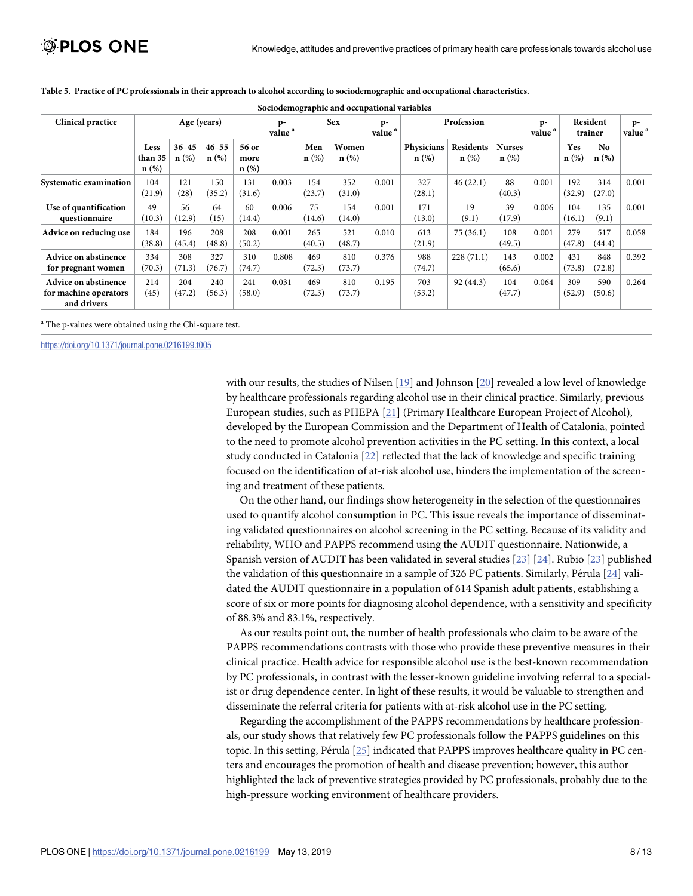**Table 5. Practice of PC professionals in their approach to alcohol according to sociodemographic and occupational characteristics.**

| Clinical practice | Age (years) | | | | p-value [a] | Sex | | p-value [a] | Profession | | | p-value [a] | Resident trainer | | p-value [a] |
|---|---|---|---|---|---|---|---|---|---|---|---|---|---|---|---|
| | Less than 35 n (%) | 36–45 n (%) | 46–55 n (%) | 56 or more n (%) | | Men n (%) | Women n (%) | | Physicians n (%) | Residents n (%) | Nurses n (%) | | Yes n (%) | No n (%) | |
| Systematic examination | 104 (21.9) | 121 (28) | 150 (35.2) | 131 (31.6) | 0.003 | 154 (23.7) | 352 (31.0) | 0.001 | 327 (28.1) | 46 (22.1) | 88 (40.3) | 0.001 | 192 (32.9) | 314 (27.0) | 0.001 |
| Use of quantification questionnaire | 49 (10.3) | 56 (12.9) | 64 (15) | 60 (14.4) | 0.006 | 75 (14.6) | 154 (14.0) | 0.001 | 171 (13.0) | 19 (9.1) | 39 (17.9) | 0.006 | 104 (16.1) | 135 (9.1) | 0.001 |
| Advice on reducing use | 184 (38.8) | 196 (45.4) | 208 (48.8) | 208 (50.2) | 0.001 | 265 (40.5) | 521 (48.7) | 0.010 | 613 (21.9) | 75 (36.1) | 108 (49.5) | 0.001 | 279 (47.8) | 517 (44.4) | 0.058 |
| Advice on abstinence for pregnant women | 334 (70.3) | 308 (71.3) | 327 (76.7) | 310 (74.7) | 0.808 | 469 (72.3) | 810 (73.7) | 0.376 | 988 (74.7) | 228 (71.1) | 143 (65.6) | 0.002 | 431 (73.8) | 848 (72.8) | 0.392 |
| Advice on abstinence for machine operators and drivers | 214 (45) | 204 (47.2) | 240 (56.3) | 241 (58.0) | 0.031 | 469 (72.3) | 810 (73.7) | 0.195 | 703 (53.2) | 92 (44.3) | 104 (47.7) | 0.064 | 309 (52.9) | 590 (50.6) | 0.264 |

[a] The p-values were obtained using the Chi-square test.

https://doi.org/10.1371/journal.pone.0216199.t005

with our results, the studies of Nilsen [19] and Johnson [20] revealed a low level of knowledge by healthcare professionals regarding alcohol use in their clinical practice. Similarly, previous European studies, such as PHEPA [21] (Primary Healthcare European Project of Alcohol), developed by the European Commission and the Department of Health of Catalonia, pointed to the need to promote alcohol prevention activities in the PC setting. In this context, a local study conducted in Catalonia [22] reflected that the lack of knowledge and specific training focused on the identification of at-risk alcohol use, hinders the implementation of the screening and treatment of these patients.

On the other hand, our findings show heterogeneity in the selection of the questionnaires used to quantify alcohol consumption in PC. This issue reveals the importance of disseminating validated questionnaires on alcohol screening in the PC setting. Because of its validity and reliability, WHO and PAPPS recommend using the AUDIT questionnaire. Nationwide, a Spanish version of AUDIT has been validated in several studies [23] [24]. Rubio [23] published the validation of this questionnaire in a sample of 326 PC patients. Similarly, Pérula [24] validated the AUDIT questionnaire in a population of 614 Spanish adult patients, establishing a score of six or more points for diagnosing alcohol dependence, with a sensitivity and specificity of 88.3% and 83.1%, respectively.

As our results point out, the number of health professionals who claim to be aware of the PAPPS recommendations contrasts with those who provide these preventive measures in their clinical practice. Health advice for responsible alcohol use is the best-known recommendation by PC professionals, in contrast with the lesser-known guideline involving referral to a specialist or drug dependence center. In light of these results, it would be valuable to strengthen and disseminate the referral criteria for patients with at-risk alcohol use in the PC setting.

Regarding the accomplishment of the PAPPS recommendations by healthcare professionals, our study shows that relatively few PC professionals follow the PAPPS guidelines on this topic. In this setting, Pérula [25] indicated that PAPPS improves healthcare quality in PC centers and encourages the promotion of health and disease prevention; however, this author highlighted the lack of preventive strategies provided by PC professionals, probably due to the high-pressure working environment of healthcare providers.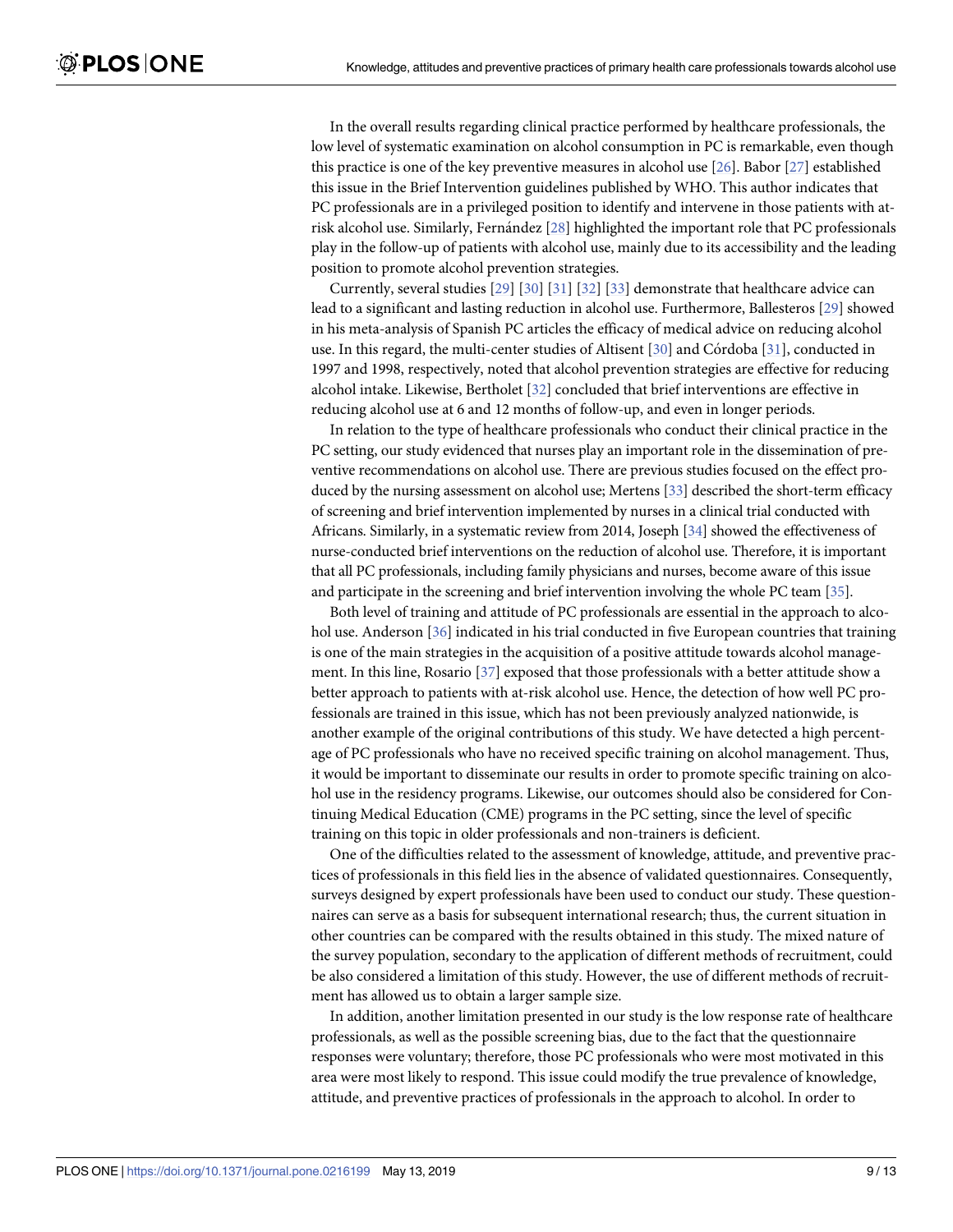In the overall results regarding clinical practice performed by healthcare professionals, the low level of systematic examination on alcohol consumption in PC is remarkable, even though this practice is one of the key preventive measures in alcohol use [26]. Babor [27] established this issue in the Brief Intervention guidelines published by WHO. This author indicates that PC professionals are in a privileged position to identify and intervene in those patients with at-risk alcohol use. Similarly, Fernández [28] highlighted the important role that PC professionals play in the follow-up of patients with alcohol use, mainly due to its accessibility and the leading position to promote alcohol prevention strategies.

Currently, several studies [29] [30] [31] [32] [33] demonstrate that healthcare advice can lead to a significant and lasting reduction in alcohol use. Furthermore, Ballesteros [29] showed in his meta-analysis of Spanish PC articles the efficacy of medical advice on reducing alcohol use. In this regard, the multi-center studies of Altisent [30] and Córdoba [31], conducted in 1997 and 1998, respectively, noted that alcohol prevention strategies are effective for reducing alcohol intake. Likewise, Bertholet [32] concluded that brief interventions are effective in reducing alcohol use at 6 and 12 months of follow-up, and even in longer periods.

In relation to the type of healthcare professionals who conduct their clinical practice in the PC setting, our study evidenced that nurses play an important role in the dissemination of preventive recommendations on alcohol use. There are previous studies focused on the effect produced by the nursing assessment on alcohol use; Mertens [33] described the short-term efficacy of screening and brief intervention implemented by nurses in a clinical trial conducted with Africans. Similarly, in a systematic review from 2014, Joseph [34] showed the effectiveness of nurse-conducted brief interventions on the reduction of alcohol use. Therefore, it is important that all PC professionals, including family physicians and nurses, become aware of this issue and participate in the screening and brief intervention involving the whole PC team [35].

Both level of training and attitude of PC professionals are essential in the approach to alcohol use. Anderson [36] indicated in his trial conducted in five European countries that training is one of the main strategies in the acquisition of a positive attitude towards alcohol management. In this line, Rosario [37] exposed that those professionals with a better attitude show a better approach to patients with at-risk alcohol use. Hence, the detection of how well PC professionals are trained in this issue, which has not been previously analyzed nationwide, is another example of the original contributions of this study. We have detected a high percentage of PC professionals who have no received specific training on alcohol management. Thus, it would be important to disseminate our results in order to promote specific training on alcohol use in the residency programs. Likewise, our outcomes should also be considered for Continuing Medical Education (CME) programs in the PC setting, since the level of specific training on this topic in older professionals and non-trainers is deficient.

One of the difficulties related to the assessment of knowledge, attitude, and preventive practices of professionals in this field lies in the absence of validated questionnaires. Consequently, surveys designed by expert professionals have been used to conduct our study. These questionnaires can serve as a basis for subsequent international research; thus, the current situation in other countries can be compared with the results obtained in this study. The mixed nature of the survey population, secondary to the application of different methods of recruitment, could be also considered a limitation of this study. However, the use of different methods of recruitment has allowed us to obtain a larger sample size.

In addition, another limitation presented in our study is the low response rate of healthcare professionals, as well as the possible screening bias, due to the fact that the questionnaire responses were voluntary; therefore, those PC professionals who were most motivated in this area were most likely to respond. This issue could modify the true prevalence of knowledge, attitude, and preventive practices of professionals in the approach to alcohol. In order to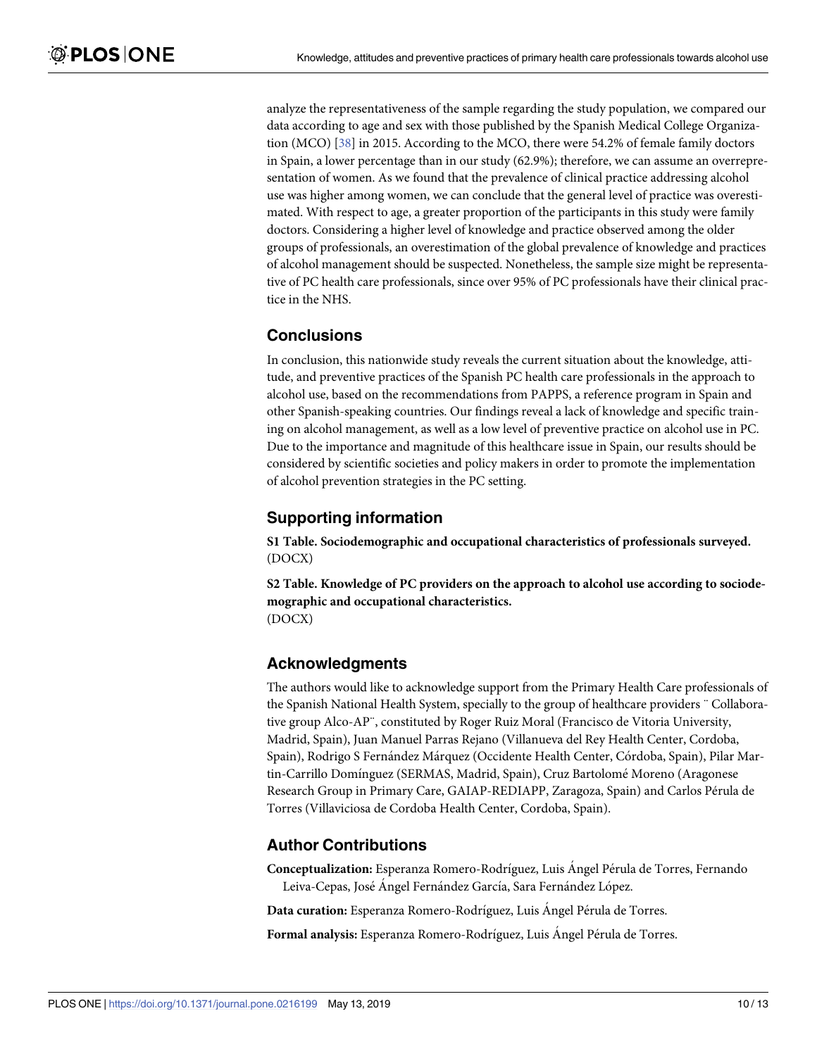analyze the representativeness of the sample regarding the study population, we compared our data according to age and sex with those published by the Spanish Medical College Organization (MCO) [38] in 2015. According to the MCO, there were 54.2% of female family doctors in Spain, a lower percentage than in our study (62.9%); therefore, we can assume an overrepresentation of women. As we found that the prevalence of clinical practice addressing alcohol use was higher among women, we can conclude that the general level of practice was overestimated. With respect to age, a greater proportion of the participants in this study were family doctors. Considering a higher level of knowledge and practice observed among the older groups of professionals, an overestimation of the global prevalence of knowledge and practices of alcohol management should be suspected. Nonetheless, the sample size might be representative of PC health care professionals, since over 95% of PC professionals have their clinical practice in the NHS.

## Conclusions

In conclusion, this nationwide study reveals the current situation about the knowledge, attitude, and preventive practices of the Spanish PC health care professionals in the approach to alcohol use, based on the recommendations from PAPPS, a reference program in Spain and other Spanish-speaking countries. Our findings reveal a lack of knowledge and specific training on alcohol management, as well as a low level of preventive practice on alcohol use in PC. Due to the importance and magnitude of this healthcare issue in Spain, our results should be considered by scientific societies and policy makers in order to promote the implementation of alcohol prevention strategies in the PC setting.

## Supporting information

**S1 Table. Sociodemographic and occupational characteristics of professionals surveyed.** (DOCX)

**S2 Table. Knowledge of PC providers on the approach to alcohol use according to sociodemographic and occupational characteristics.** (DOCX)

## Acknowledgments

The authors would like to acknowledge support from the Primary Health Care professionals of the Spanish National Health System, specially to the group of healthcare providers ¨ Collaborative group Alco-AP¨, constituted by Roger Ruiz Moral (Francisco de Vitoria University, Madrid, Spain), Juan Manuel Parras Rejano (Villanueva del Rey Health Center, Cordoba, Spain), Rodrigo S Fernández Márquez (Occidente Health Center, Córdoba, Spain), Pilar Martin-Carrillo Domínguez (SERMAS, Madrid, Spain), Cruz Bartolomé Moreno (Aragonese Research Group in Primary Care, GAIAP-REDIAPP, Zaragoza, Spain) and Carlos Pérula de Torres (Villaviciosa de Cordoba Health Center, Cordoba, Spain).

## Author Contributions

**Conceptualization:** Esperanza Romero-Rodríguez, Luis Ángel Pérula de Torres, Fernando Leiva-Cepas, José Ángel Fernández García, Sara Fernández López.

**Data curation:** Esperanza Romero-Rodríguez, Luis Ángel Pérula de Torres.

**Formal analysis:** Esperanza Romero-Rodríguez, Luis Ángel Pérula de Torres.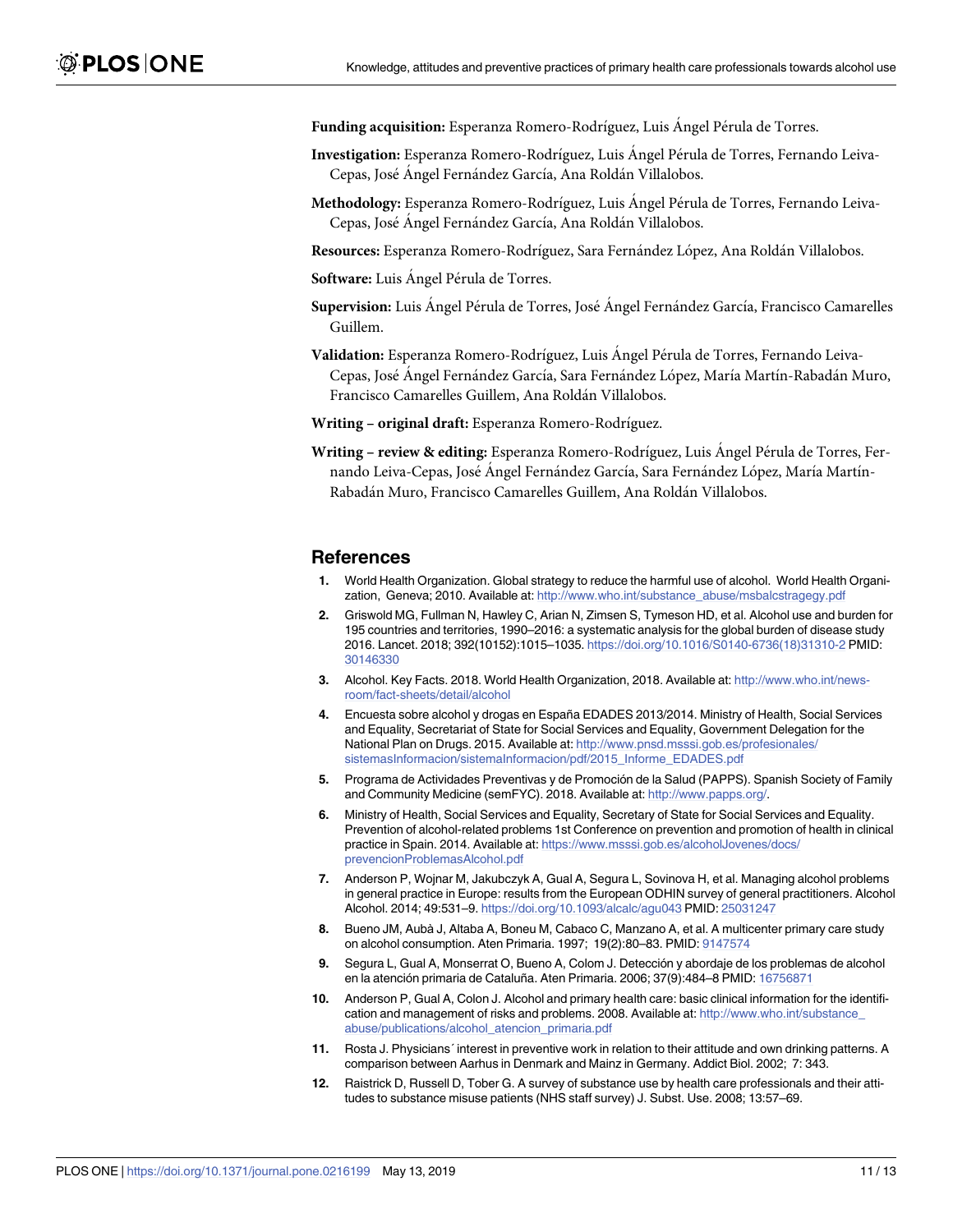**Funding acquisition:** Esperanza Romero-Rodríguez, Luis Ángel Pérula de Torres.

**Investigation:** Esperanza Romero-Rodríguez, Luis Ángel Pérula de Torres, Fernando Leiva-Cepas, José Ángel Fernández García, Ana Roldán Villalobos.

**Methodology:** Esperanza Romero-Rodríguez, Luis Ángel Pérula de Torres, Fernando Leiva-Cepas, José Ángel Fernández García, Ana Roldán Villalobos.

**Resources:** Esperanza Romero-Rodríguez, Sara Fernández López, Ana Roldán Villalobos.

**Software:** Luis Ángel Pérula de Torres.

**Supervision:** Luis Ángel Pérula de Torres, José Ángel Fernández García, Francisco Camarelles Guillem.

**Validation:** Esperanza Romero-Rodríguez, Luis Ángel Pérula de Torres, Fernando Leiva-Cepas, José Ángel Fernández García, Sara Fernández López, María Martín-Rabadán Muro, Francisco Camarelles Guillem, Ana Roldán Villalobos.

**Writing – original draft:** Esperanza Romero-Rodríguez.

**Writing – review & editing:** Esperanza Romero-Rodríguez, Luis Ángel Pérula de Torres, Fernando Leiva-Cepas, José Ángel Fernández García, Sara Fernández López, María Martín-Rabadán Muro, Francisco Camarelles Guillem, Ana Roldán Villalobos.

## References

1. World Health Organization. Global strategy to reduce the harmful use of alcohol. World Health Organization, Geneva; 2010. Available at: http://www.who.int/substance_abuse/msbalcstragegy.pdf
2. Griswold MG, Fullman N, Hawley C, Arian N, Zimsen S, Tymeson HD, et al. Alcohol use and burden for 195 countries and territories, 1990–2016: a systematic analysis for the global burden of disease study 2016. Lancet. 2018; 392(10152):1015–1035. https://doi.org/10.1016/S0140-6736(18)31310-2 PMID: 30146330
3. Alcohol. Key Facts. 2018. World Health Organization, 2018. Available at: http://www.who.int/news-room/fact-sheets/detail/alcohol
4. Encuesta sobre alcohol y drogas en España EDADES 2013/2014. Ministry of Health, Social Services and Equality, Secretariat of State for Social Services and Equality, Government Delegation for the National Plan on Drugs. 2015. Available at: http://www.pnsd.msssi.gob.es/profesionales/sistemasInformacion/sistemaInformacion/pdf/2015_Informe_EDADES.pdf
5. Programa de Actividades Preventivas y de Promoción de la Salud (PAPPS). Spanish Society of Family and Community Medicine (semFYC). 2018. Available at: http://www.papps.org/.
6. Ministry of Health, Social Services and Equality, Secretary of State for Social Services and Equality. Prevention of alcohol-related problems 1st Conference on prevention and promotion of health in clinical practice in Spain. 2014. Available at: https://www.msssi.gob.es/alcoholJovenes/docs/prevencionProblemasAlcohol.pdf
7. Anderson P, Wojnar M, Jakubczyk A, Gual A, Segura L, Sovinova H, et al. Managing alcohol problems in general practice in Europe: results from the European ODHIN survey of general practitioners. Alcohol Alcohol. 2014; 49:531–9. https://doi.org/10.1093/alcalc/agu043 PMID: 25031247
8. Bueno JM, Aubà J, Altaba A, Boneu M, Cabaco C, Manzano A, et al. A multicenter primary care study on alcohol consumption. Aten Primaria. 1997; 19(2):80–83. PMID: 9147574
9. Segura L, Gual A, Monserrat O, Bueno A, Colom J. Detección y abordaje de los problemas de alcohol en la atención primaria de Cataluña. Aten Primaria. 2006; 37(9):484–8 PMID: 16756871
10. Anderson P, Gual A, Colon J. Alcohol and primary health care: basic clinical information for the identification and management of risks and problems. 2008. Available at: http://www.who.int/substance_abuse/publications/alcohol_atencion_primaria.pdf
11. Rosta J. Physicians´ interest in preventive work in relation to their attitude and own drinking patterns. A comparison between Aarhus in Denmark and Mainz in Germany. Addict Biol. 2002; 7: 343.
12. Raistrick D, Russell D, Tober G. A survey of substance use by health care professionals and their attitudes to substance misuse patients (NHS staff survey) J. Subst. Use. 2008; 13:57–69.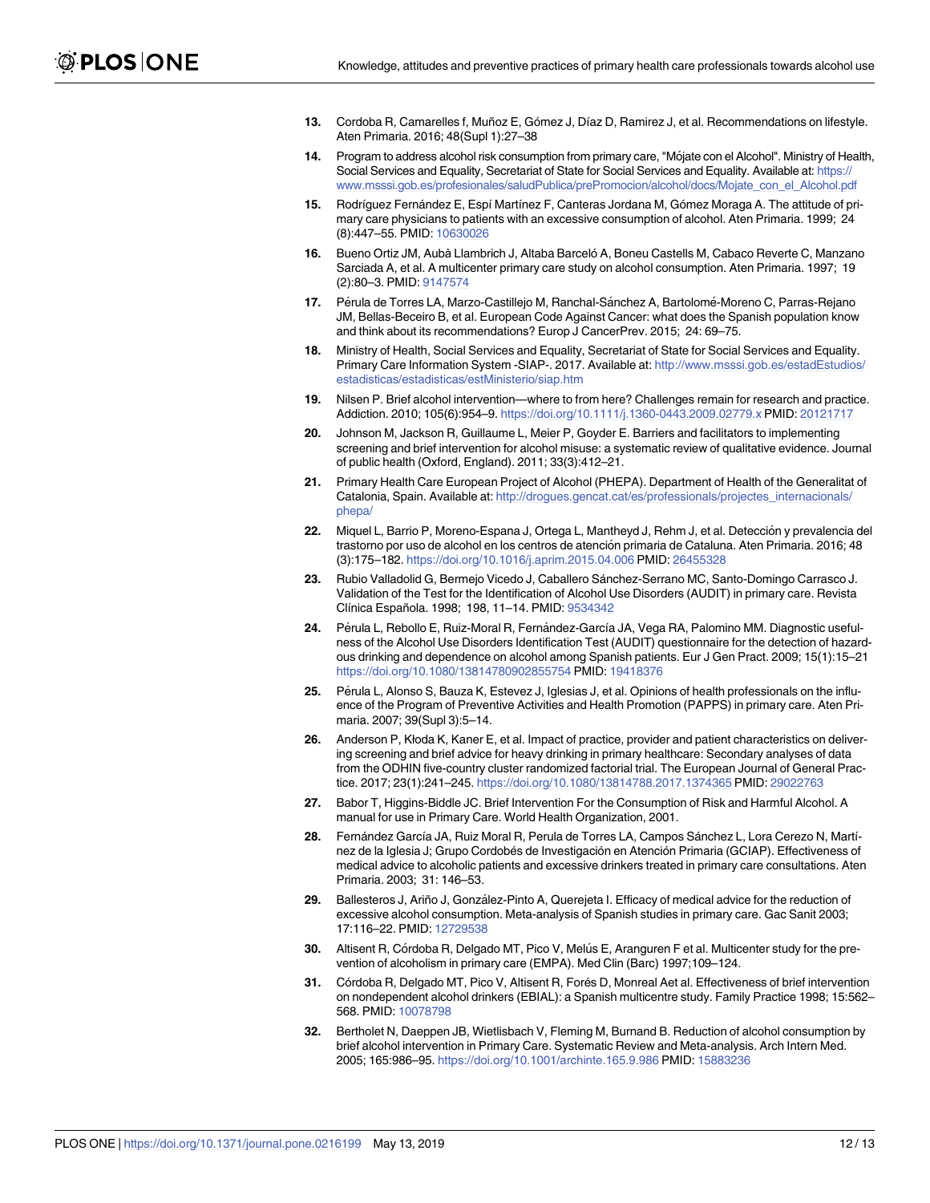13. Cordoba R, Camarelles f, Muñoz E, Gómez J, Díaz D, Ramirez J, et al. Recommendations on lifestyle. Aten Primaria. 2016; 48(Supl 1):27–38

14. Program to address alcohol risk consumption from primary care, "Mójate con el Alcohol". Ministry of Health, Social Services and Equality, Secretariat of State for Social Services and Equality. Available at: https://www.msssi.gob.es/profesionales/saludPublica/prePromocion/alcohol/docs/Mojate_con_el_Alcohol.pdf

15. Rodríguez Fernández E, Espí Martínez F, Canteras Jordana M, Gómez Moraga A. The attitude of primary care physicians to patients with an excessive consumption of alcohol. Aten Primaria. 1999; 24 (8):447–55. PMID: 10630026

16. Bueno Ortiz JM, Aubà Llambrich J, Altaba Barceló A, Boneu Castells M, Cabaco Reverte C, Manzano Sarciada A, et al. A multicenter primary care study on alcohol consumption. Aten Primaria. 1997; 19 (2):80–3. PMID: 9147574

17. Pérula de Torres LA, Marzo-Castillejo M, Ranchal-Sánchez A, Bartolomé-Moreno C, Parras-Rejano JM, Bellas-Beceiro B, et al. European Code Against Cancer: what does the Spanish population know and think about its recommendations? Europ J CancerPrev. 2015; 24: 69–75.

18. Ministry of Health, Social Services and Equality, Secretariat of State for Social Services and Equality. Primary Care Information System -SIAP-. 2017. Available at: http://www.msssi.gob.es/estadEstudios/estadisticas/estadisticas/estMinisterio/siap.htm

19. Nilsen P. Brief alcohol intervention—where to from here? Challenges remain for research and practice. Addiction. 2010; 105(6):954–9. https://doi.org/10.1111/j.1360-0443.2009.02779.x PMID: 20121717

20. Johnson M, Jackson R, Guillaume L, Meier P, Goyder E. Barriers and facilitators to implementing screening and brief intervention for alcohol misuse: a systematic review of qualitative evidence. Journal of public health (Oxford, England). 2011; 33(3):412–21.

21. Primary Health Care European Project of Alcohol (PHEPA). Department of Health of the Generalitat of Catalonia, Spain. Available at: http://drogues.gencat.cat/es/professionals/projectes_internacionals/phepa/

22. Miquel L, Barrio P, Moreno-Espana J, Ortega L, Mantheyd J, Rehm J, et al. Detección y prevalencia del trastorno por uso de alcohol en los centros de atención primaria de Cataluna. Aten Primaria. 2016; 48 (3):175–182. https://doi.org/10.1016/j.aprim.2015.04.006 PMID: 26455328

23. Rubio Valladolid G, Bermejo Vicedo J, Caballero Sánchez-Serrano MC, Santo-Domingo Carrasco J. Validation of the Test for the Identification of Alcohol Use Disorders (AUDIT) in primary care. Revista Clínica Española. 1998; 198, 11–14. PMID: 9534342

24. Pérula L, Rebollo E, Ruiz-Moral R, Fernández-García JA, Vega RA, Palomino MM. Diagnostic usefulness of the Alcohol Use Disorders Identification Test (AUDIT) questionnaire for the detection of hazardous drinking and dependence on alcohol among Spanish patients. Eur J Gen Pract. 2009; 15(1):15–21 https://doi.org/10.1080/13814780902855754 PMID: 19418376

25. Pérula L, Alonso S, Bauza K, Estevez J, Iglesias J, et al. Opinions of health professionals on the influence of the Program of Preventive Activities and Health Promotion (PAPPS) in primary care. Aten Primaria. 2007; 39(Supl 3):5–14.

26. Anderson P, Kłoda K, Kaner E, et al. Impact of practice, provider and patient characteristics on delivering screening and brief advice for heavy drinking in primary healthcare: Secondary analyses of data from the ODHIN five-country cluster randomized factorial trial. The European Journal of General Practice. 2017; 23(1):241–245. https://doi.org/10.1080/13814788.2017.1374365 PMID: 29022763

27. Babor T, Higgins-Biddle JC. Brief Intervention For the Consumption of Risk and Harmful Alcohol. A manual for use in Primary Care. World Health Organization, 2001.

28. Fernández García JA, Ruiz Moral R, Perula de Torres LA, Campos Sánchez L, Lora Cerezo N, Martínez de la Iglesia J; Grupo Cordobés de Investigación en Atención Primaria (GCIAP). Effectiveness of medical advice to alcoholic patients and excessive drinkers treated in primary care consultations. Aten Primaria. 2003; 31: 146–53.

29. Ballesteros J, Ariño J, González-Pinto A, Querejeta I. Efficacy of medical advice for the reduction of excessive alcohol consumption. Meta-analysis of Spanish studies in primary care. Gac Sanit 2003; 17:116–22. PMID: 12729538

30. Altisent R, Córdoba R, Delgado MT, Pico V, Melús E, Aranguren F et al. Multicenter study for the prevention of alcoholism in primary care (EMPA). Med Clin (Barc) 1997;109–124.

31. Córdoba R, Delgado MT, Pico V, Altisent R, Forés D, Monreal Aet al. Effectiveness of brief intervention on nondependent alcohol drinkers (EBIAL): a Spanish multicentre study. Family Practice 1998; 15:562–568. PMID: 10078798

32. Bertholet N, Daeppen JB, Wietlisbach V, Fleming M, Burnand B. Reduction of alcohol consumption by brief alcohol intervention in Primary Care. Systematic Review and Meta-analysis. Arch Intern Med. 2005; 165:986–95. https://doi.org/10.1001/archinte.165.9.986 PMID: 15883236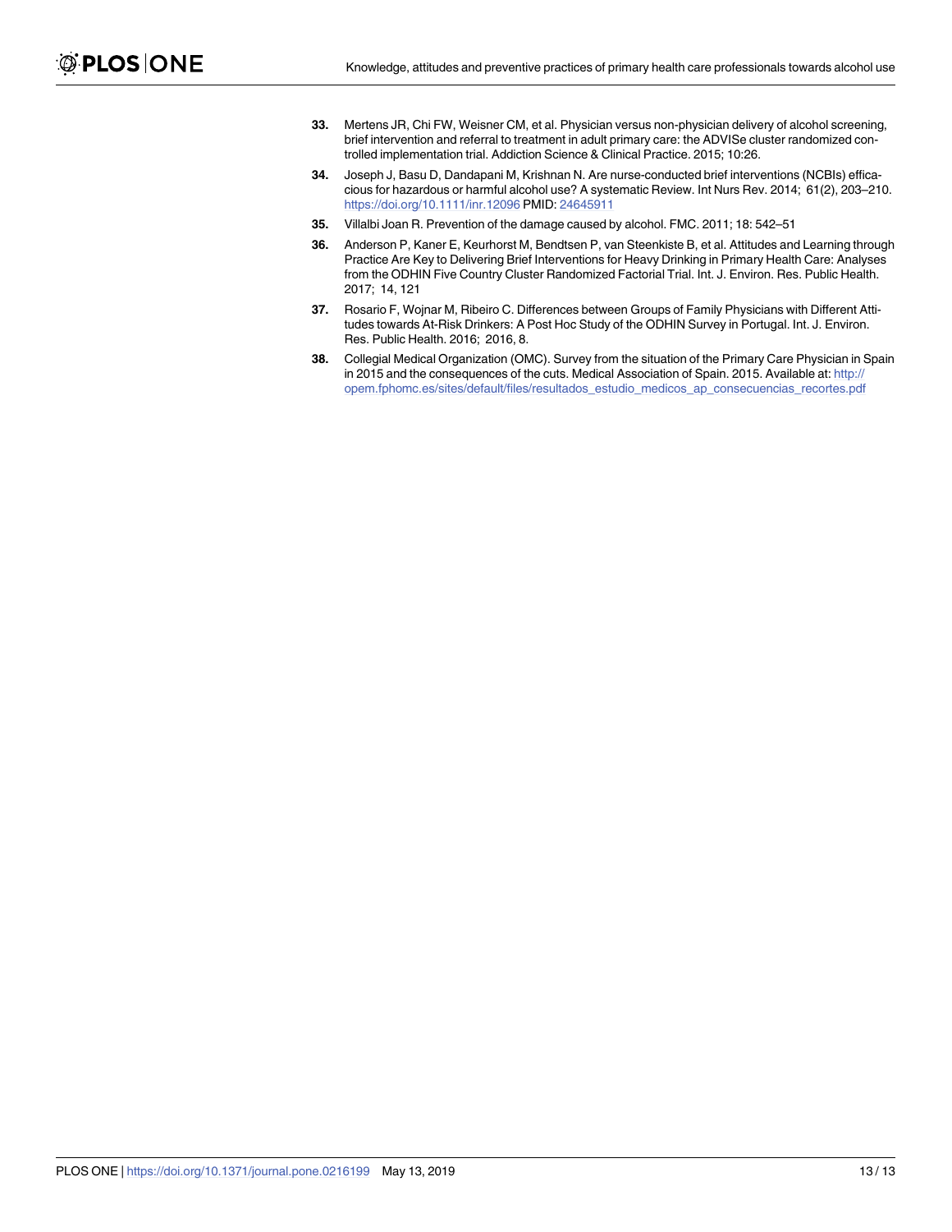33. Mertens JR, Chi FW, Weisner CM, et al. Physician versus non-physician delivery of alcohol screening, brief intervention and referral to treatment in adult primary care: the ADVISe cluster randomized controlled implementation trial. Addiction Science & Clinical Practice. 2015; 10:26.

34. Joseph J, Basu D, Dandapani M, Krishnan N. Are nurse-conducted brief interventions (NCBIs) efficacious for hazardous or harmful alcohol use? A systematic Review. Int Nurs Rev. 2014; 61(2), 203–210. https://doi.org/10.1111/inr.12096 PMID: 24645911

35. Villalbi Joan R. Prevention of the damage caused by alcohol. FMC. 2011; 18: 542–51

36. Anderson P, Kaner E, Keurhorst M, Bendtsen P, van Steenkiste B, et al. Attitudes and Learning through Practice Are Key to Delivering Brief Interventions for Heavy Drinking in Primary Health Care: Analyses from the ODHIN Five Country Cluster Randomized Factorial Trial. Int. J. Environ. Res. Public Health. 2017; 14, 121

37. Rosario F, Wojnar M, Ribeiro C. Differences between Groups of Family Physicians with Different Attitudes towards At-Risk Drinkers: A Post Hoc Study of the ODHIN Survey in Portugal. Int. J. Environ. Res. Public Health. 2016; 2016, 8.

38. Collegial Medical Organization (OMC). Survey from the situation of the Primary Care Physician in Spain in 2015 and the consequences of the cuts. Medical Association of Spain. 2015. Available at: http://opem.fphomc.es/sites/default/files/resultados_estudio_medicos_ap_consecuencias_recortes.pdf